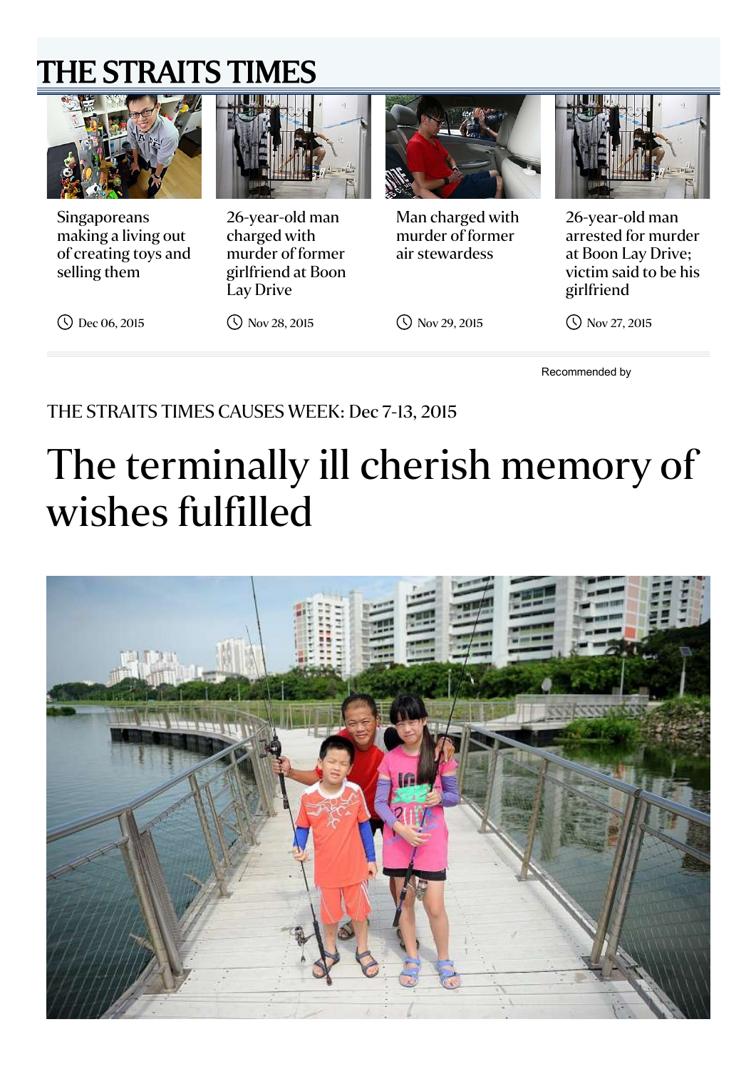# THE STRAITS TIMES

Singaporeans making a living out of creating toys and selling them

Dec 06, 2015

26-year-old man charged with murder of former girlfriend at Boon Lay Drive

Nov 28, 2015

Man charged with murder of former air stewardess

Nov 29, 2015

26-year-old man arrested for murder at Boon Lay Drive; victim said to be his girlfriend

Nov 27, 2015

Recommended by

THE STRAITS TIMES CAUSES WEEK: Dec 7-13, 2015

# The terminally ill cherish memory of wishes fulfilled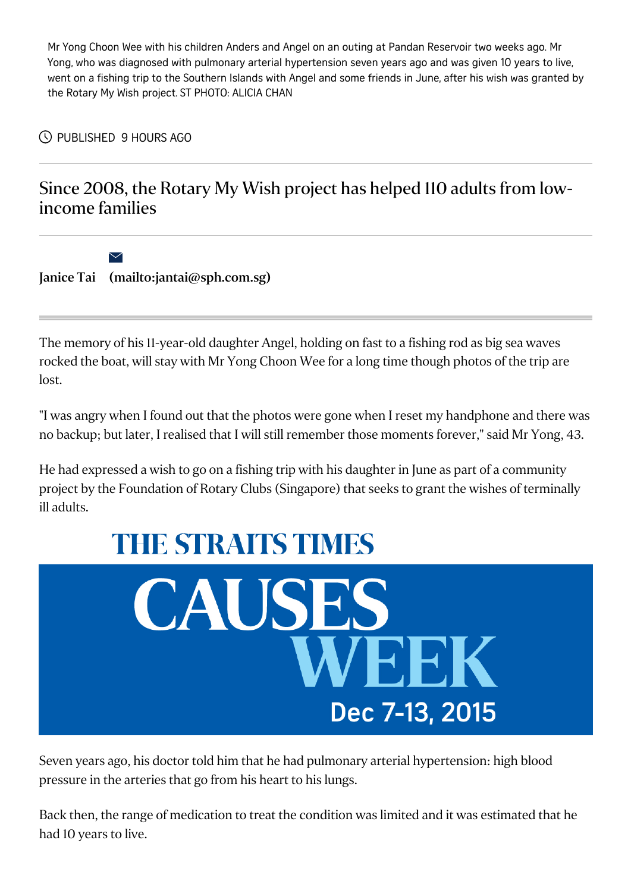Mr Yong Choon Wee with his children Anders and Angel on an outing at Pandan Reservoir two weeks ago. Mr Yong, who was diagnosed with pulmonary arterial hypertension seven years ago and was given 10 years to live, went on a fishing trip to the Southern Islands with Angel and some friends in June, after his wish was granted by the Rotary My Wish project. ST PHOTO: ALICIA CHAN

PUBLISHED 9 HOURS AGO

## Since 2008, the Rotary My Wish project has helped 110 adults from low-income families

**Janice Tai** **(mailto:jantai@sph.com.sg)**

The memory of his 11-year-old daughter Angel, holding on fast to a fishing rod as big sea waves rocked the boat, will stay with Mr Yong Choon Wee for a long time though photos of the trip are lost.

"I was angry when I found out that the photos were gone when I reset my handphone and there was no backup; but later, I realised that I will still remember those moments forever," said Mr Yong, 43.

He had expressed a wish to go on a fishing trip with his daughter in June as part of a community project by the Foundation of Rotary Clubs (Singapore) that seeks to grant the wishes of terminally ill adults.

THE STRAITS TIMES CAUSES WEEK Dec 7-13, 2015

Seven years ago, his doctor told him that he had pulmonary arterial hypertension: high blood pressure in the arteries that go from his heart to his lungs.

Back then, the range of medication to treat the condition was limited and it was estimated that he had 10 years to live.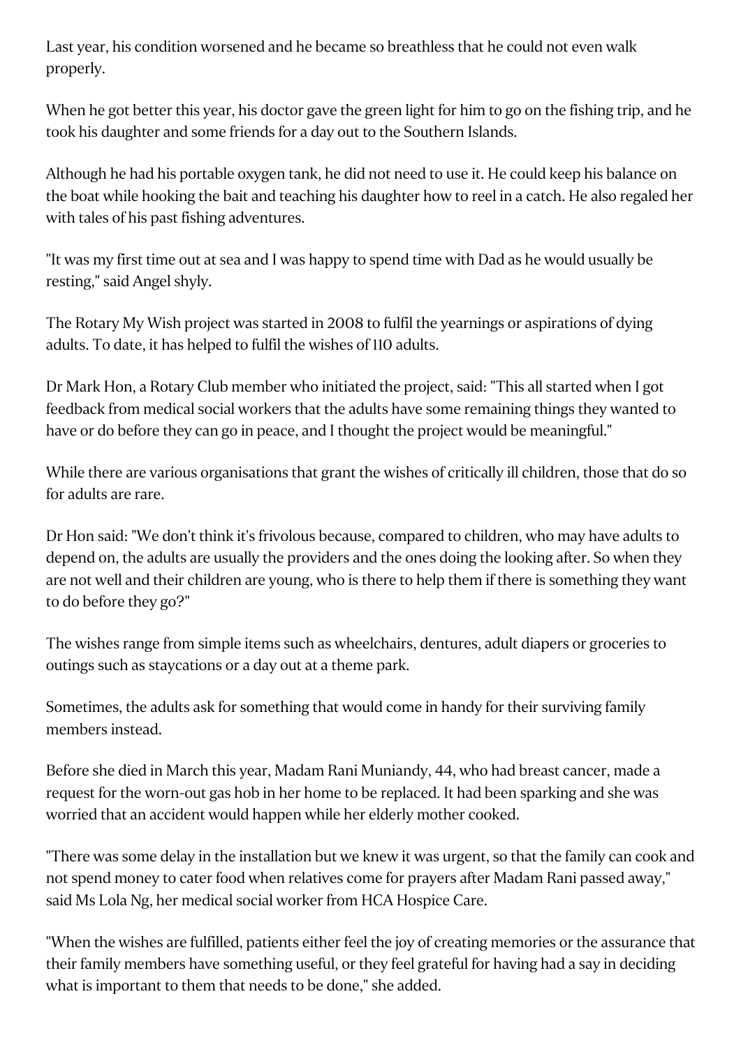Last year, his condition worsened and he became so breathless that he could not even walk properly.

When he got better this year, his doctor gave the green light for him to go on the fishing trip, and he took his daughter and some friends for a day out to the Southern Islands.

Although he had his portable oxygen tank, he did not need to use it. He could keep his balance on the boat while hooking the bait and teaching his daughter how to reel in a catch. He also regaled her with tales of his past fishing adventures.

"It was my first time out at sea and I was happy to spend time with Dad as he would usually be resting," said Angel shyly.

The Rotary My Wish project was started in 2008 to fulfil the yearnings or aspirations of dying adults. To date, it has helped to fulfil the wishes of 110 adults.

Dr Mark Hon, a Rotary Club member who initiated the project, said: "This all started when I got feedback from medical social workers that the adults have some remaining things they wanted to have or do before they can go in peace, and I thought the project would be meaningful."

While there are various organisations that grant the wishes of critically ill children, those that do so for adults are rare.

Dr Hon said: "We don't think it's frivolous because, compared to children, who may have adults to depend on, the adults are usually the providers and the ones doing the looking after. So when they are not well and their children are young, who is there to help them if there is something they want to do before they go?"

The wishes range from simple items such as wheelchairs, dentures, adult diapers or groceries to outings such as staycations or a day out at a theme park.

Sometimes, the adults ask for something that would come in handy for their surviving family members instead.

Before she died in March this year, Madam Rani Muniandy, 44, who had breast cancer, made a request for the worn-out gas hob in her home to be replaced. It had been sparking and she was worried that an accident would happen while her elderly mother cooked.

"There was some delay in the installation but we knew it was urgent, so that the family can cook and not spend money to cater food when relatives come for prayers after Madam Rani passed away," said Ms Lola Ng, her medical social worker from HCA Hospice Care.

"When the wishes are fulfilled, patients either feel the joy of creating memories or the assurance that their family members have something useful, or they feel grateful for having had a say in deciding what is important to them that needs to be done," she added.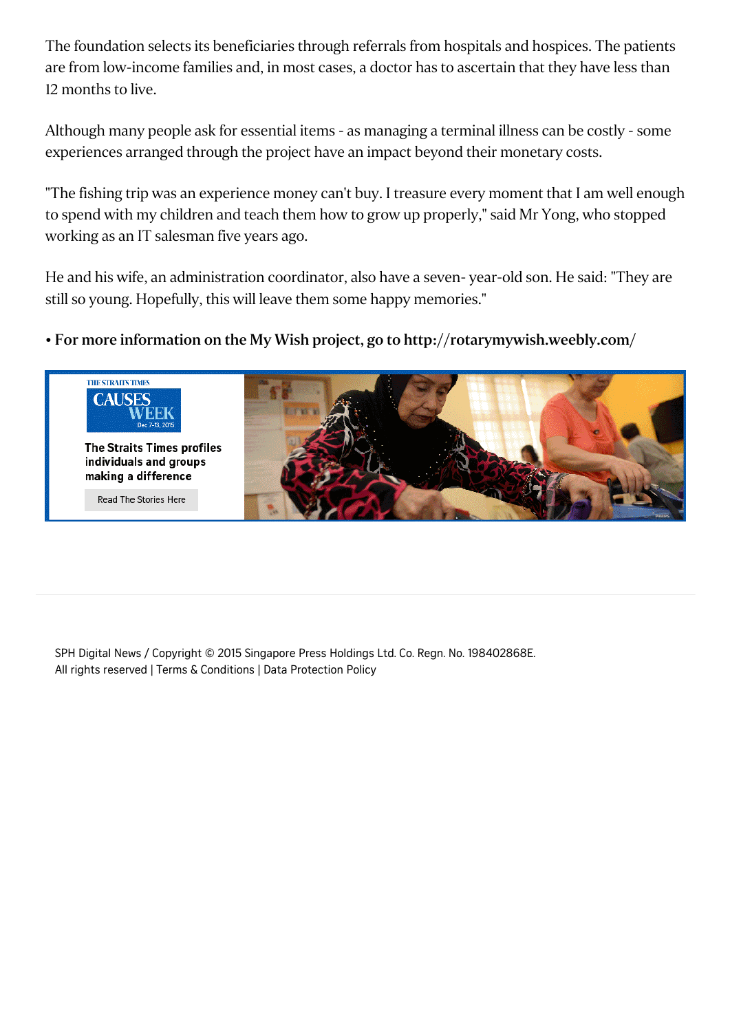The foundation selects its beneficiaries through referrals from hospitals and hospices. The patients are from low-income families and, in most cases, a doctor has to ascertain that they have less than 12 months to live.

Although many people ask for essential items - as managing a terminal illness can be costly - some experiences arranged through the project have an impact beyond their monetary costs.

"The fishing trip was an experience money can't buy. I treasure every moment that I am well enough to spend with my children and teach them how to grow up properly," said Mr Yong, who stopped working as an IT salesman five years ago.

He and his wife, an administration coordinator, also have a seven- year-old son. He said: "They are still so young. Hopefully, this will leave them some happy memories."

**• For more information on the My Wish project, go to http://rotarymywish.weebly.com/**

THE STRAITS TIMES CAUSES WEEK Dec 7-13, 2015

The Straits Times profiles individuals and groups making a difference

Read The Stories Here

SPH Digital News / Copyright © 2015 Singapore Press Holdings Ltd. Co. Regn. No. 198402868E. All rights reserved | Terms & Conditions | Data Protection Policy